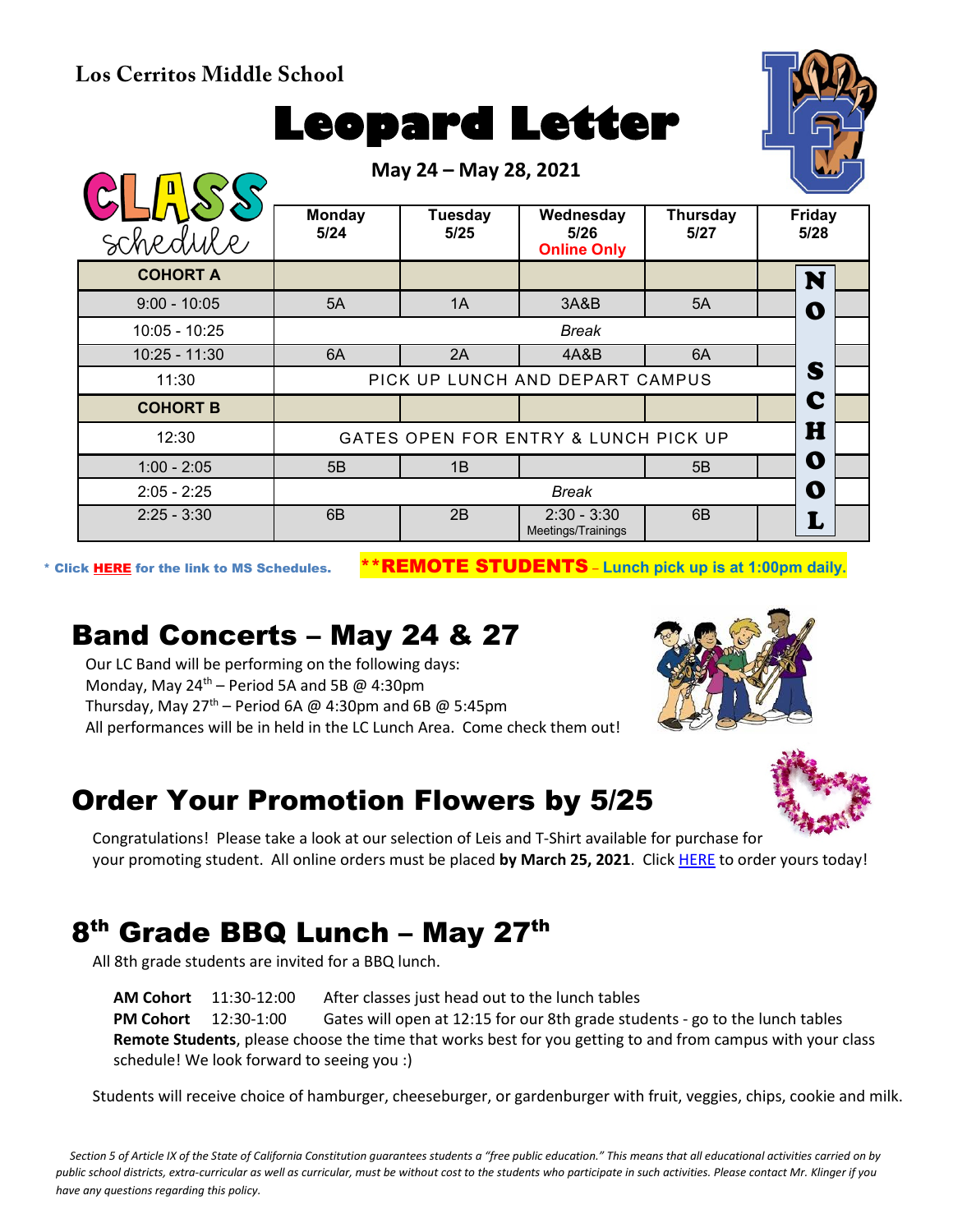**Los Cerritos Middle School**

# Leopard Letter

**May 24 – May 28, 2021**

## CLASS schedule

| | Monday 5/24 | Tuesday 5/25 | Wednesday 5/26 Online Only | Thursday 5/27 | Friday 5/28 |
|---|---|---|---|---|---|
| **COHORT A** | | | | | NO SCHOOL |
| 9:00 - 10:05 | 5A | 1A | 3A&B | 5A | |
| 10:05 - 10:25 | *Break* | | | | |
| 10:25 - 11:30 | 6A | 2A | 4A&B | 6A | |
| 11:30 | PICK UP LUNCH AND DEPART CAMPUS | | | | |
| **COHORT B** | | | | | |
| 12:30 | GATES OPEN FOR ENTRY & LUNCH PICK UP | | | | |
| 1:00 - 2:05 | 5B | 1B | | 5B | |
| 2:05 - 2:25 | *Break* | | | | |
| 2:25 - 3:30 | 6B | 2B | 2:30 - 3:30 Meetings/Trainings | 6B | |

\* Click HERE for the link to MS Schedules.

**\*\*REMOTE STUDENTS – Lunch pick up is at 1:00pm daily.**

## Band Concerts – May 24 & 27

Our LC Band will be performing on the following days:
Monday, May 24th – Period 5A and 5B @ 4:30pm
Thursday, May 27th – Period 6A @ 4:30pm and 6B @ 5:45pm
All performances will be in held in the LC Lunch Area. Come check them out!

## Order Your Promotion Flowers by 5/25

Congratulations! Please take a look at our selection of Leis and T-Shirt available for purchase for your promoting student. All online orders must be placed **by March 25, 2021**. Click HERE to order yours today!

## 8th Grade BBQ Lunch – May 27th

All 8th grade students are invited for a BBQ lunch.

**AM Cohort** 11:30-12:00 After classes just head out to the lunch tables
**PM Cohort** 12:30-1:00 Gates will open at 12:15 for our 8th grade students - go to the lunch tables
**Remote Students**, please choose the time that works best for you getting to and from campus with your class schedule! We look forward to seeing you :)

Students will receive choice of hamburger, cheeseburger, or gardenburger with fruit, veggies, chips, cookie and milk.

*Section 5 of Article IX of the State of California Constitution guarantees students a "free public education." This means that all educational activities carried on by public school districts, extra-curricular as well as curricular, must be without cost to the students who participate in such activities. Please contact Mr. Klinger if you have any questions regarding this policy.*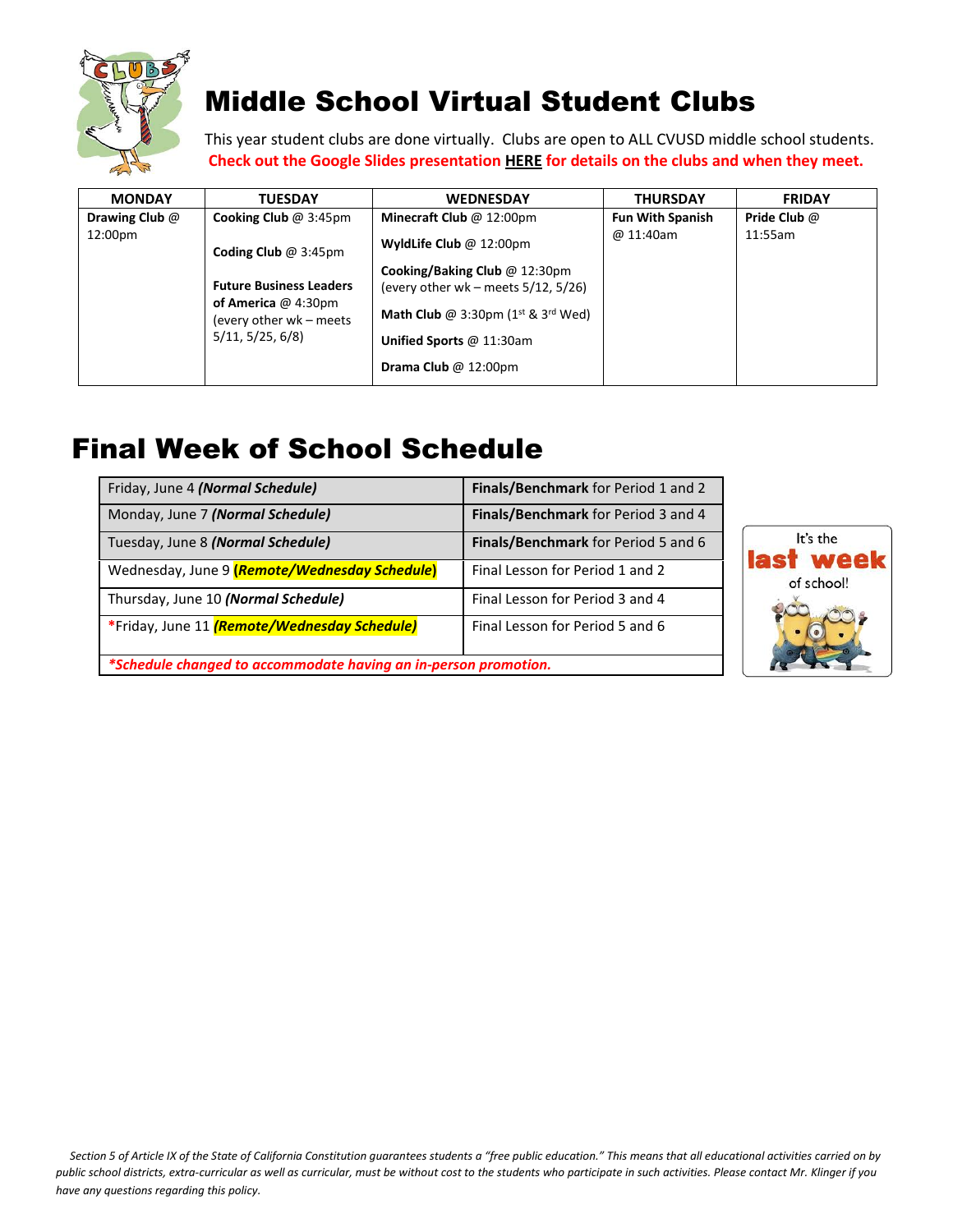# Middle School Virtual Student Clubs

This year student clubs are done virtually. Clubs are open to ALL CVUSD middle school students.
**Check out the Google Slides presentation HERE for details on the clubs and when they meet.**

| MONDAY | TUESDAY | WEDNESDAY | THURSDAY | FRIDAY |
|---|---|---|---|---|
| **Drawing Club** @ 12:00pm | **Cooking Club** @ 3:45pm<br><br>**Coding Club** @ 3:45pm<br><br>**Future Business Leaders of America** @ 4:30pm (every other wk – meets 5/11, 5/25, 6/8) | **Minecraft Club** @ 12:00pm<br><br>**WyldLife Club** @ 12:00pm<br><br>**Cooking/Baking Club** @ 12:30pm (every other wk – meets 5/12, 5/26)<br><br>**Math Club** @ 3:30pm (1st & 3rd Wed)<br><br>**Unified Sports** @ 11:30am<br><br>**Drama Club** @ 12:00pm | **Fun With Spanish** @ 11:40am | **Pride Club** @ 11:55am |

# Final Week of School Schedule

| | |
|---|---|
| Friday, June 4 ***(Normal Schedule)*** | **Finals/Benchmark** for Period 1 and 2 |
| Monday, June 7 ***(Normal Schedule)*** | **Finals/Benchmark** for Period 3 and 4 |
| Tuesday, June 8 ***(Normal Schedule)*** | **Finals/Benchmark** for Period 5 and 6 |
| Wednesday, June 9 ***(Remote/Wednesday Schedule)*** | Final Lesson for Period 1 and 2 |
| Thursday, June 10 ***(Normal Schedule)*** | Final Lesson for Period 3 and 4 |
| *Friday, June 11 ***(Remote/Wednesday Schedule)*** | Final Lesson for Period 5 and 6 |

***Schedule changed to accommodate having an in-person promotion.***

It's the **last week** of school!

*Section 5 of Article IX of the State of California Constitution guarantees students a "free public education." This means that all educational activities carried on by public school districts, extra-curricular as well as curricular, must be without cost to the students who participate in such activities. Please contact Mr. Klinger if you have any questions regarding this policy.*